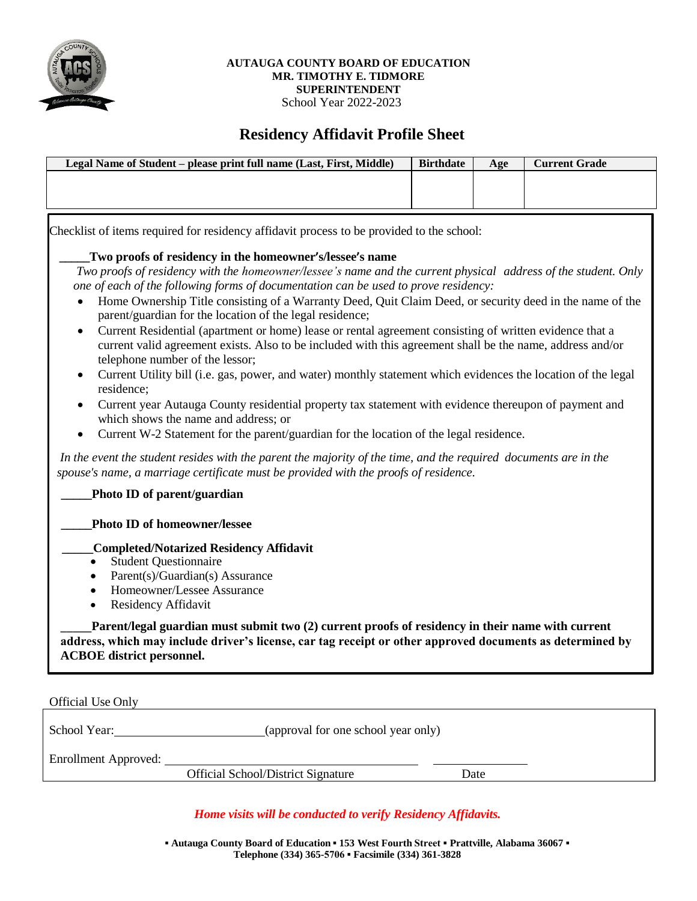**AUTAUGA COUNTY BOARD OF EDUCATION**
**MR. TIMOTHY E. TIDMORE**
**SUPERINTENDENT**
School Year 2022-2023

# Residency Affidavit Profile Sheet

| Legal Name of Student – please print full name (Last, First, Middle) | Birthdate | Age | Current Grade |
|---|---|---|---|
| | | | |

Checklist of items required for residency affidavit process to be provided to the school:

_____**Two proofs of residency in the homeowner's/lessee's name**

*Two proofs of residency with the homeowner/lessee's name and the current physical address of the student. Only one of each of the following forms of documentation can be used to prove residency:*

- Home Ownership Title consisting of a Warranty Deed, Quit Claim Deed, or security deed in the name of the parent/guardian for the location of the legal residence;
- Current Residential (apartment or home) lease or rental agreement consisting of written evidence that a current valid agreement exists. Also to be included with this agreement shall be the name, address and/or telephone number of the lessor;
- Current Utility bill (i.e. gas, power, and water) monthly statement which evidences the location of the legal residence;
- Current year Autauga County residential property tax statement with evidence thereupon of payment and which shows the name and address; or
- Current W-2 Statement for the parent/guardian for the location of the legal residence.

*In the event the student resides with the parent the majority of the time, and the required documents are in the spouse's name, a marriage certificate must be provided with the proofs of residence.*

_____**Photo ID of parent/guardian**

_____**Photo ID of homeowner/lessee**

_____**Completed/Notarized Residency Affidavit**

- Student Questionnaire
- Parent(s)/Guardian(s) Assurance
- Homeowner/Lessee Assurance
- Residency Affidavit

_____**Parent/legal guardian must submit two (2) current proofs of residency in their name with current address, which may include driver's license, car tag receipt or other approved documents as determined by ACBOE district personnel.**

Official Use Only

School Year: ______________________ (approval for one school year only)

Enrollment Approved: ________________________________________ ______________

Official School/District Signature Date

***Home visits will be conducted to verify Residency Affidavits.***

**▪ Autauga County Board of Education ▪ 153 West Fourth Street ▪ Prattville, Alabama 36067 ▪**
**Telephone (334) 365-5706 ▪ Facsimile (334) 361-3828**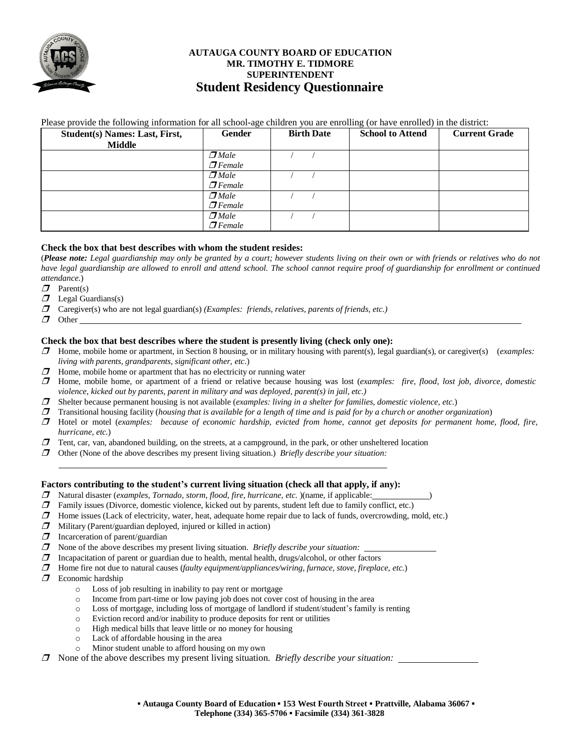**AUTAUGA COUNTY BOARD OF EDUCATION**
**MR. TIMOTHY E. TIDMORE**
**SUPERINTENDENT**

# Student Residency Questionnaire

Please provide the following information for all school-age children you are enrolling (or have enrolled) in the district:

| Student(s) Names: Last, First, Middle | Gender | Birth Date | School to Attend | Current Grade |
|---|---|---|---|---|
| | ☐ *Male* ☐ *Female* | / / | | |
| | ☐ *Male* ☐ *Female* | / / | | |
| | ☐ *Male* ☐ *Female* | / / | | |
| | ☐ *Male* ☐ *Female* | / / | | |

**Check the box that best describes with whom the student resides:**

(***Please note:*** *Legal guardianship may only be granted by a court; however students living on their own or with friends or relatives who do not have legal guardianship are allowed to enroll and attend school. The school cannot require proof of guardianship for enrollment or continued attendance.*)

- ☐ Parent(s)
- ☐ Legal Guardians(s)
- ☐ Caregiver(s) who are not legal guardian(s) *(Examples: friends, relatives, parents of friends, etc.)*
- ☐ Other ______________________________________________

**Check the box that best describes where the student is presently living (check only one):**

- ☐ Home, mobile home or apartment, in Section 8 housing, or in military housing with parent(s), legal guardian(s), or caregiver(s) (*examples: living with parents, grandparents, significant other, etc.*)
- ☐ Home, mobile home or apartment that has no electricity or running water
- ☐ Home, mobile home, or apartment of a friend or relative because housing was lost (*examples: fire, flood, lost job, divorce, domestic violence, kicked out by parents, parent in military and was deployed, parent(s) in jail, etc.)*
- ☐ Shelter because permanent housing is not available (*examples: living in a shelter for families, domestic violence, etc.*)
- ☐ Transitional housing facility (*housing that is available for a length of time and is paid for by a church or another organization*)
- ☐ Hotel or motel (*examples: because of economic hardship, evicted from home, cannot get deposits for permanent home, flood, fire, hurricane, etc.*)
- ☐ Tent, car, van, abandoned building, on the streets, at a campground, in the park, or other unsheltered location
- ☐ Other (None of the above describes my present living situation.) *Briefly describe your situation:* ______________________________________________

**Factors contributing to the student's current living situation (check all that apply, if any):**

- ☐ Natural disaster (*examples, Tornado, storm, flood, fire, hurricane, etc.* )(name, if applicable: ____________)
- ☐ Family issues (Divorce, domestic violence, kicked out by parents, student left due to family conflict, etc.)
- ☐ Home issues (Lack of electricity, water, heat, adequate home repair due to lack of funds, overcrowding, mold, etc.)
- ☐ Military (Parent/guardian deployed, injured or killed in action)
- ☐ Incarceration of parent/guardian
- ☐ None of the above describes my present living situation. *Briefly describe your situation:* ______________
- ☐ Incapacitation of parent or guardian due to health, mental health, drugs/alcohol, or other factors
- ☐ Home fire not due to natural causes (*faulty equipment/appliances/wiring, furnace, stove, fireplace, etc.*)
- ☐ Economic hardship
  - Loss of job resulting in inability to pay rent or mortgage
  - Income from part-time or low paying job does not cover cost of housing in the area
  - Loss of mortgage, including loss of mortgage of landlord if student/student's family is renting
  - Eviction record and/or inability to produce deposits for rent or utilities
  - High medical bills that leave little or no money for housing
  - Lack of affordable housing in the area
  - Minor student unable to afford housing on my own
- ☐ None of the above describes my present living situation. *Briefly describe your situation:* ______________

▪ **Autauga County Board of Education ▪ 153 West Fourth Street ▪ Prattville, Alabama 36067 ▪**
**Telephone (334) 365-5706 ▪ Facsimile (334) 361-3828**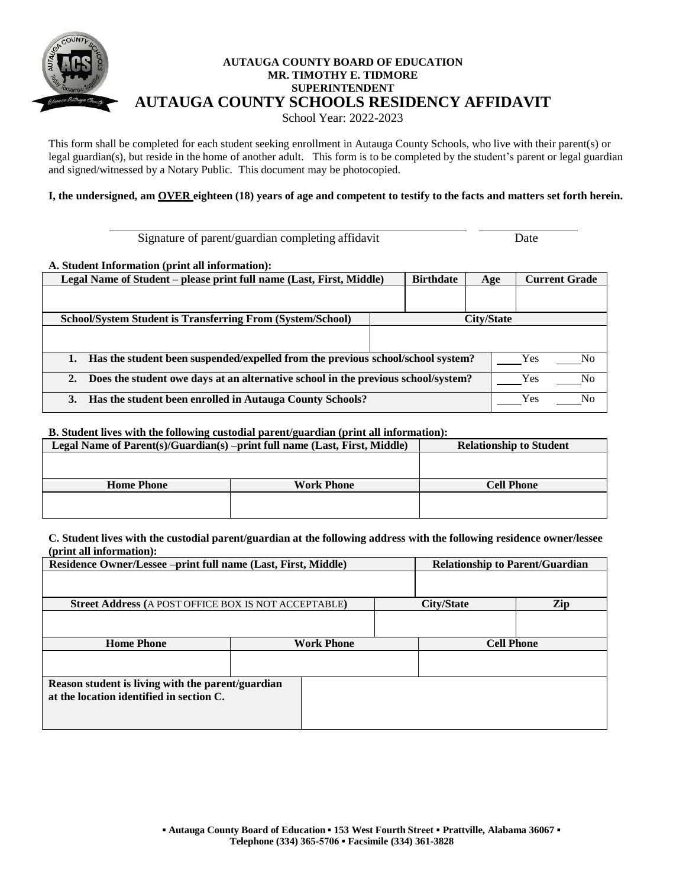**AUTAUGA COUNTY BOARD OF EDUCATION**
**MR. TIMOTHY E. TIDMORE**
**SUPERINTENDENT**

# AUTAUGA COUNTY SCHOOLS RESIDENCY AFFIDAVIT

School Year: 2022-2023

This form shall be completed for each student seeking enrollment in Autauga County Schools, who live with their parent(s) or legal guardian(s), but reside in the home of another adult. This form is to be completed by the student's parent or legal guardian and signed/witnessed by a Notary Public. This document may be photocopied.

**I, the undersigned, am OVER eighteen (18) years of age and competent to testify to the facts and matters set forth herein.**

\_\_\_\_\_\_\_\_\_\_\_\_\_\_\_\_\_\_\_\_\_\_\_\_\_\_\_\_\_\_\_\_\_\_\_\_\_\_\_\_\_\_\_\_ \_\_\_\_\_\_\_\_\_\_\_\_\_\_\_\_
Signature of parent/guardian completing affidavit Date

**A. Student Information (print all information):**

| Legal Name of Student – please print full name (Last, First, Middle) | Birthdate | Age | Current Grade |
|---|---|---|---|
| | | | |

| School/System Student is Transferring From (System/School) | City/State |
|---|---|
| | |

| Question | Answer |
|---|---|
| 1. Has the student been suspended/expelled from the previous school/school system? | \_\_\_\_Yes \_\_\_\_No |
| 2. Does the student owe days at an alternative school in the previous school/system? | \_\_\_\_Yes \_\_\_\_No |
| 3. Has the student been enrolled in Autauga County Schools? | \_\_\_\_Yes \_\_\_\_No |

**B. Student lives with the following custodial parent/guardian (print all information):**

| Legal Name of Parent(s)/Guardian(s) –print full name (Last, First, Middle) | | Relationship to Student |
|---|---|---|
| | | |
| **Home Phone** | **Work Phone** | **Cell Phone** |
| | | |

**C. Student lives with the custodial parent/guardian at the following address with the following residence owner/lessee (print all information):**

| Residence Owner/Lessee –print full name (Last, First, Middle) | | Relationship to Parent/Guardian |
|---|---|---|
| | | |

| Street Address (A POST OFFICE BOX IS NOT ACCEPTABLE) | City/State | Zip |
|---|---|---|
| | | |

| Home Phone | Work Phone | Cell Phone |
|---|---|---|
| | | |

| Reason student is living with the parent/guardian at the location identified in section C. | |
|---|---|
| | |

**▪ Autauga County Board of Education ▪ 153 West Fourth Street ▪ Prattville, Alabama 36067 ▪ Telephone (334) 365-5706 ▪ Facsimile (334) 361-3828**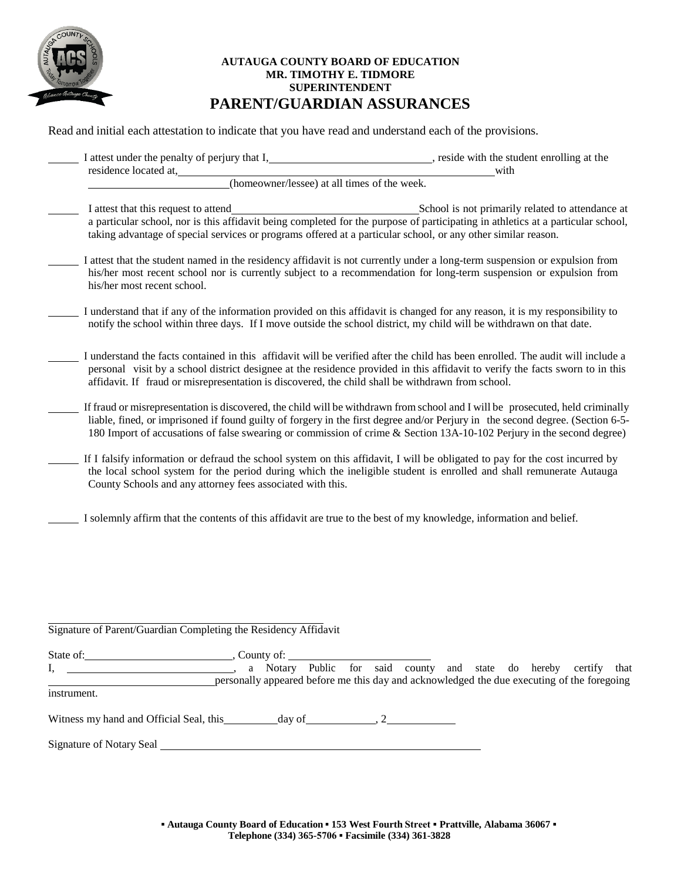**AUTAUGA COUNTY BOARD OF EDUCATION**
**MR. TIMOTHY E. TIDMORE**
**SUPERINTENDENT**

# PARENT/GUARDIAN ASSURANCES

Read and initial each attestation to indicate that you have read and understand each of the provisions.

_____ I attest under the penalty of perjury that I, ____________________________, reside with the student enrolling at the residence located at, ______________________________________________ with ________________________(homeowner/lessee) at all times of the week.

_____ I attest that this request to attend________________________________School is not primarily related to attendance at a particular school, nor is this affidavit being completed for the purpose of participating in athletics at a particular school, taking advantage of special services or programs offered at a particular school, or any other similar reason.

_____ I attest that the student named in the residency affidavit is not currently under a long-term suspension or expulsion from his/her most recent school nor is currently subject to a recommendation for long-term suspension or expulsion from his/her most recent school.

_____ I understand that if any of the information provided on this affidavit is changed for any reason, it is my responsibility to notify the school within three days. If I move outside the school district, my child will be withdrawn on that date.

_____ I understand the facts contained in this affidavit will be verified after the child has been enrolled. The audit will include a personal visit by a school district designee at the residence provided in this affidavit to verify the facts sworn to in this affidavit. If fraud or misrepresentation is discovered, the child shall be withdrawn from school.

_____ If fraud or misrepresentation is discovered, the child will be withdrawn from school and I will be prosecuted, held criminally liable, fined, or imprisoned if found guilty of forgery in the first degree and/or Perjury in the second degree. (Section 6-5-180 Import of accusations of false swearing or commission of crime & Section 13A-10-102 Perjury in the second degree)

_____ If I falsify information or defraud the school system on this affidavit, I will be obligated to pay for the cost incurred by the local school system for the period during which the ineligible student is enrolled and shall remunerate Autauga County Schools and any attorney fees associated with this.

_____ I solemnly affirm that the contents of this affidavit are true to the best of my knowledge, information and belief.

______________________________________________
Signature of Parent/Guardian Completing the Residency Affidavit

State of:__________________________, County of: ________________________

I, ______________________________, a Notary Public for said county and state do hereby certify that ____________________________personally appeared before me this day and acknowledged the due executing of the foregoing instrument.

Witness my hand and Official Seal, this_________day of___________, 2___________

Signature of Notary Seal ________________________________________________________

▪ **Autauga County Board of Education ▪ 153 West Fourth Street ▪ Prattville, Alabama 36067 ▪**
**Telephone (334) 365-5706 ▪ Facsimile (334) 361-3828**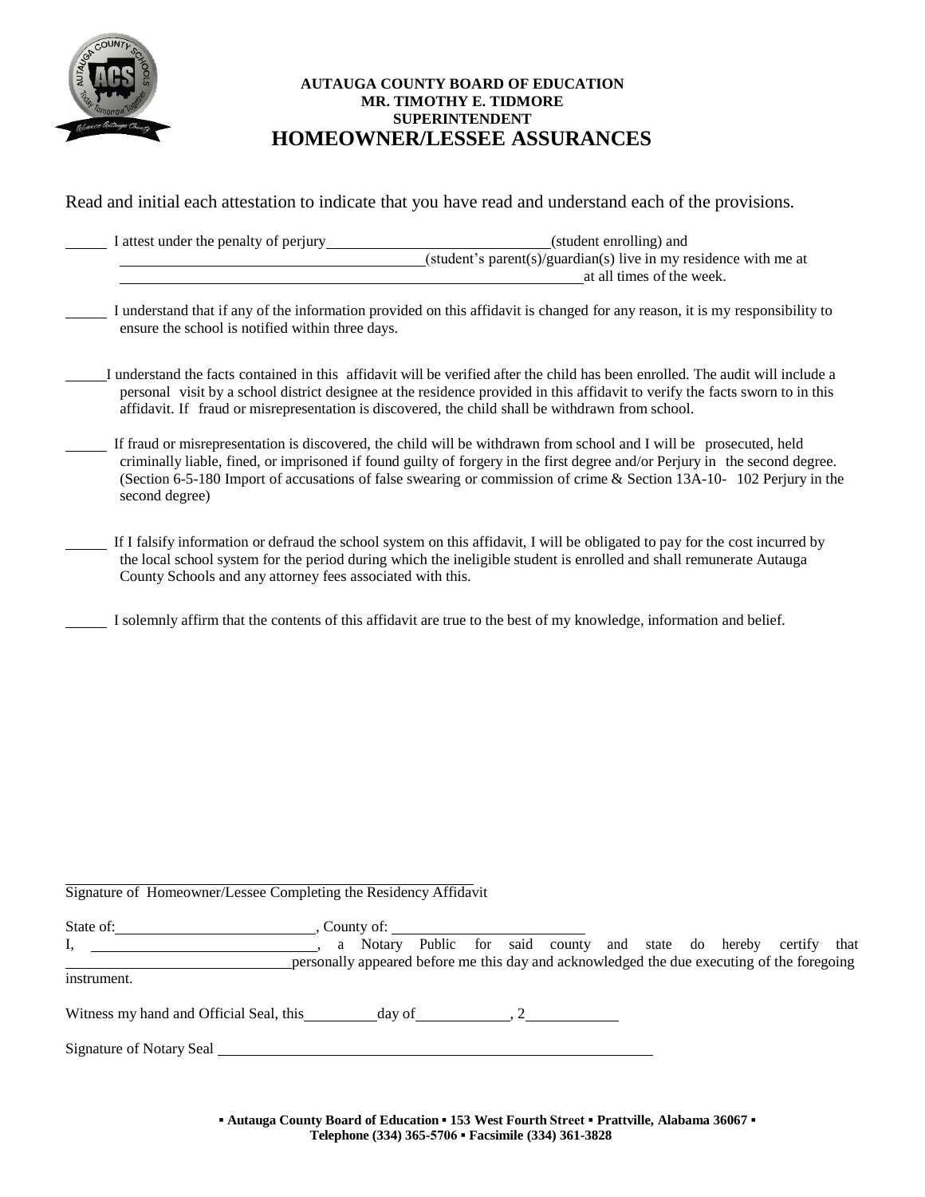**AUTAUGA COUNTY BOARD OF EDUCATION**
**MR. TIMOTHY E. TIDMORE**
**SUPERINTENDENT**

# HOMEOWNER/LESSEE ASSURANCES

Read and initial each attestation to indicate that you have read and understand each of the provisions.

_____ I attest under the penalty of perjury____________________________(student enrolling) and ________________________________________(student's parent(s)/guardian(s) live in my residence with me at ____________________________________________________________at all times of the week.

_____ I understand that if any of the information provided on this affidavit is changed for any reason, it is my responsibility to ensure the school is notified within three days.

_____ I understand the facts contained in this affidavit will be verified after the child has been enrolled. The audit will include a personal visit by a school district designee at the residence provided in this affidavit to verify the facts sworn to in this affidavit. If fraud or misrepresentation is discovered, the child shall be withdrawn from school.

_____ If fraud or misrepresentation is discovered, the child will be withdrawn from school and I will be prosecuted, held criminally liable, fined, or imprisoned if found guilty of forgery in the first degree and/or Perjury in the second degree. (Section 6-5-180 Import of accusations of false swearing or commission of crime & Section 13A-10- 102 Perjury in the second degree)

_____ If I falsify information or defraud the school system on this affidavit, I will be obligated to pay for the cost incurred by the local school system for the period during which the ineligible student is enrolled and shall remunerate Autauga County Schools and any attorney fees associated with this.

_____ I solemnly affirm that the contents of this affidavit are true to the best of my knowledge, information and belief.

______________________________________________________
Signature of Homeowner/Lessee Completing the Residency Affidavit

State of:_________________________, County of: _________________________

I, _____________________________, a Notary Public for said county and state do hereby certify that _____________________________personally appeared before me this day and acknowledged the due executing of the foregoing instrument.

Witness my hand and Official Seal, this_________day of___________, 2___________

Signature of Notary Seal ______________________________________________________

**▪ Autauga County Board of Education ▪ 153 West Fourth Street ▪ Prattville, Alabama 36067 ▪**
**Telephone (334) 365-5706 ▪ Facsimile (334) 361-3828**